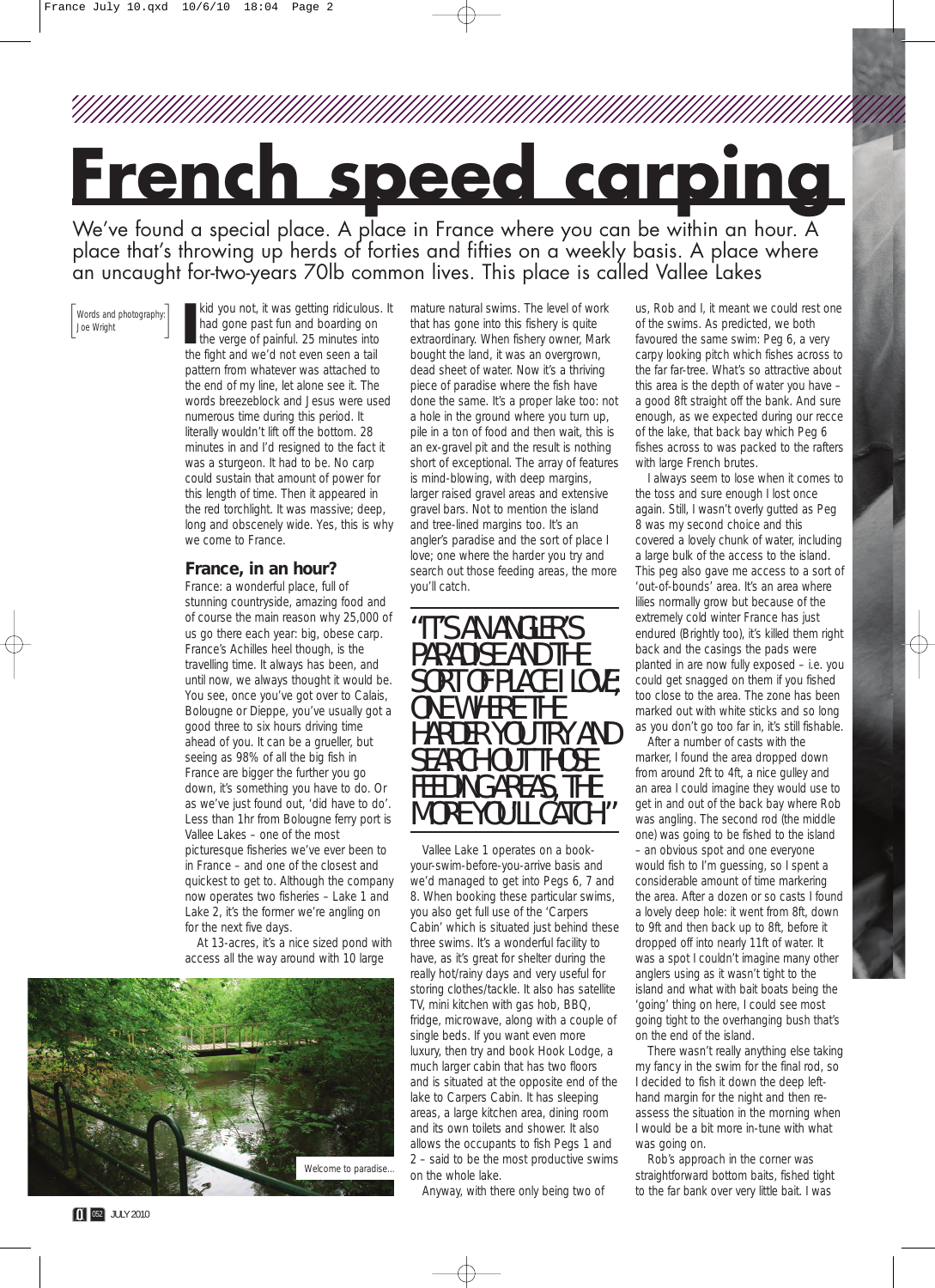# French speed carping

We've found a special place. A place in France where you can be within an hour. A place that's throwing up herds of forties and fifties on a weekly basis. A place where an uncaught for-two-years 70lb common lives. This place is called Vallee Lakes

Words and photography: Joe Wright

I kid you not, it was getting ridiculous. It had gone past fun and boarding on the verge of painful. 25 minutes into the fight and we'd not even seen a tail pattern from whatever was attached to the end of my line, let alone see it. The words breezeblock and Jesus were used numerous time during this period. It literally wouldn't lift off the bottom. 28 minutes in and I'd resigned to the fact it was a sturgeon. It had to be. No carp could sustain that amount of power for this length of time. Then it appeared in the red torchlight. It was massive; deep, long and obscenely wide. Yes, this is why we come to France.

## France, in an hour?

France: a wonderful place, full of stunning countryside, amazing food and of course the main reason why 25,000 of us go there each year: big, obese carp. France's Achilles heel though, is the travelling time. It always has been, and until now, we always thought it would be. You see, once you've got over to Calais, Bologne or Dieppe, you've usually got a good three to six hours driving time ahead of you. It can be a grueller, but seeing as 98% of all the big fish in France are bigger the further you go down, it's something you have to do. Or as we've just found out, 'did have to do'. Less than 1hr from Bologne ferry port is Vallee Lakes – one of the most picturesque fisheries we've ever been to in France – and one of the closest and quickest to get to. Although the company now operates two fisheries – Lake 1 and Lake 2, it's the former we're angling on for the next five days.

At 13-acres, it's a nice sized pond with access all the way around with 10 large mature natural swims. The level of work that has gone into this fishery is quite extraordinary. When fishery owner, Mark bought the land, it was an overgrown, dead sheet of water. Now it's a thriving piece of paradise where the fish have done the same. It's a proper lake too: not a hole in the ground where you turn up, pile in a ton of food and then wait, this is an ex-gravel pit and the result is nothing short of exceptional. The array of features is mind-blowing, with deep margins, larger raised gravel areas and extensive gravel bars. Not to mention the island and tree-lined margins too. It's an angler's paradise and the sort of place I love; one where the harder you try and search out those feeding areas, the more you'll catch.

> "IT'S AN ANGLER'S PARADISE AND THE SORT OF PLACE I LOVE; ONE WHERE THE HARDER YOU TRY AND SEARCH OUT THOSE FEEDING AREAS, THE MORE YOU'LL CATCH"

Vallee Lake 1 operates on a book-your-swim-before-you-arrive basis and we'd managed to get into Pegs 6, 7 and 8. When booking these particular swims, you also get full use of the 'Carpers Cabin' which is situated just behind these three swims. It's a wonderful facility to have, as it's great for shelter during the really hot/rainy days and very useful for storing clothes/tackle. It also has satellite TV, mini kitchen with gas hob, BBQ, fridge, microwave, along with a couple of single beds. If you want even more luxury, then try and book Hook Lodge, a much larger cabin that has two floors and is situated at the opposite end of the lake to Carpers Cabin. It has sleeping areas, a large kitchen area, dining room and its own toilets and shower. It also allows the occupants to fish Pegs 1 and 2 – said to be the most productive swims on the whole lake.

Anyway, with there only being two of us, Rob and I, it meant we could rest one of the swims. As predicted, we both favoured the same swim: Peg 6, a very carpy looking pitch which fishes across to the far far-tree. What's so attractive about this area is the depth of water you have – a good 8ft straight off the bank. And sure enough, as we expected during our recce of the lake, that back bay which Peg 6 fishes across to was packed to the rafters with large French brutes.

I always seem to lose when it comes to the toss and sure enough I lost once again. Still, I wasn't overly gutted as Peg 8 was my second choice and this covered a lovely chunk of water, including a large bulk of the access to the island. This peg also gave me access to a sort of 'out-of-bounds' area. It's an area where lilies normally grow but because of the extremely cold winter France has just endured (Brightly too), it's killed them right back and the casings the pads were planted in are now fully exposed – i.e. you could get snagged on them if you fished too close to the area. The zone has been marked out with white sticks and so long as you don't go too far in, it's still fishable.

After a number of casts with the marker, I found the area dropped down from around 2ft to 4ft, a nice gulley and an area I could imagine they would use to get in and out of the back bay where Rob was angling. The second rod (the middle one) was going to be fished to the island – an obvious spot and one everyone would fish to I'm guessing, so I spent a considerable amount of time markering the area. After a dozen or so casts I found a lovely deep hole: it went from 8ft, down to 9ft and then back up to 8ft, before it dropped off into nearly 11ft of water. It was a spot I couldn't imagine many other anglers using as it wasn't tight to the island and what with bait boats being the 'going' thing on here, I could see most going tight to the overhanging bush that's on the end of the island.

There wasn't really anything else taking my fancy in the swim for the final rod, so I decided to fish it down the deep left-hand margin for the night and then re-assess the situation in the morning when I would be a bit more in-tune with what was going on.

Rob's approach in the corner was straightforward bottom baits, fished tight to the far bank over very little bait. I was

Welcome to paradise...